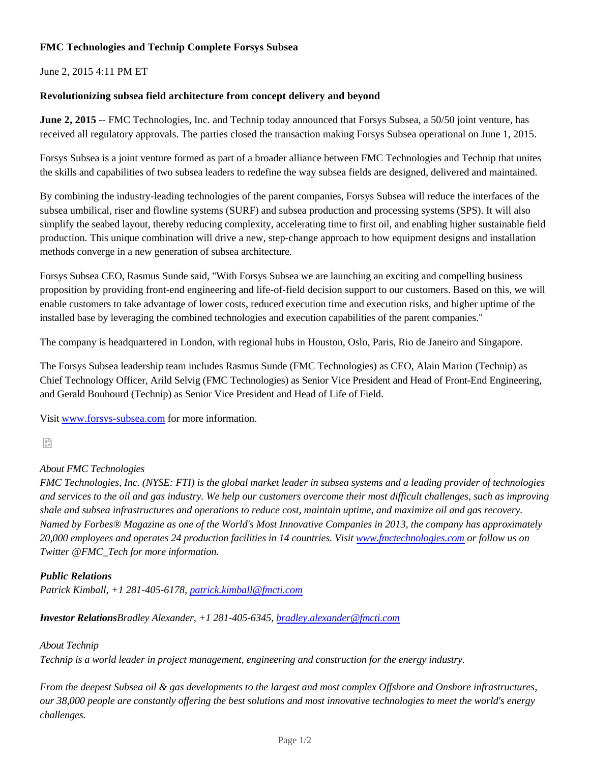**FMC Technologies and Technip Complete Forsys Subsea**

June 2, 2015 4:11 PM ET

**Revolutionizing subsea field architecture from concept delivery and beyond**

**June 2, 2015** -- FMC Technologies, Inc. and Technip today announced that Forsys Subsea, a 50/50 joint venture, has received all regulatory approvals. The parties closed the transaction making Forsys Subsea operational on June 1, 2015.

Forsys Subsea is a joint venture formed as part of a broader alliance between FMC Technologies and Technip that unites the skills and capabilities of two subsea leaders to redefine the way subsea fields are designed, delivered and maintained.

By combining the industry-leading technologies of the parent companies, Forsys Subsea will reduce the interfaces of the subsea umbilical, riser and flowline systems (SURF) and subsea production and processing systems (SPS). It will also simplify the seabed layout, thereby reducing complexity, accelerating time to first oil, and enabling higher sustainable field production. This unique combination will drive a new, step-change approach to how equipment designs and installation methods converge in a new generation of subsea architecture.

Forsys Subsea CEO, Rasmus Sunde said, "With Forsys Subsea we are launching an exciting and compelling business proposition by providing front-end engineering and life-of-field decision support to our customers. Based on this, we will enable customers to take advantage of lower costs, reduced execution time and execution risks, and higher uptime of the installed base by leveraging the combined technologies and execution capabilities of the parent companies."

The company is headquartered in London, with regional hubs in Houston, Oslo, Paris, Rio de Janeiro and Singapore.

The Forsys Subsea leadership team includes Rasmus Sunde (FMC Technologies) as CEO, Alain Marion (Technip) as Chief Technology Officer, Arild Selvig (FMC Technologies) as Senior Vice President and Head of Front-End Engineering, and Gerald Bouhourd (Technip) as Senior Vice President and Head of Life of Field.

Visit www.forsys-subsea.com for more information.

*About FMC Technologies*
*FMC Technologies, Inc. (NYSE: FTI) is the global market leader in subsea systems and a leading provider of technologies and services to the oil and gas industry. We help our customers overcome their most difficult challenges, such as improving shale and subsea infrastructures and operations to reduce cost, maintain uptime, and maximize oil and gas recovery. Named by Forbes® Magazine as one of the World's Most Innovative Companies in 2013, the company has approximately 20,000 employees and operates 24 production facilities in 14 countries. Visit www.fmctechnologies.com or follow us on Twitter @FMC_Tech for more information.*

***Public Relations***
*Patrick Kimball, +1 281-405-6178, patrick.kimball@fmcti.com*

***Investor Relations****Bradley Alexander, +1 281-405-6345, bradley.alexander@fmcti.com*

*About Technip*
*Technip is a world leader in project management, engineering and construction for the energy industry.*

*From the deepest Subsea oil & gas developments to the largest and most complex Offshore and Onshore infrastructures, our 38,000 people are constantly offering the best solutions and most innovative technologies to meet the world's energy challenges.*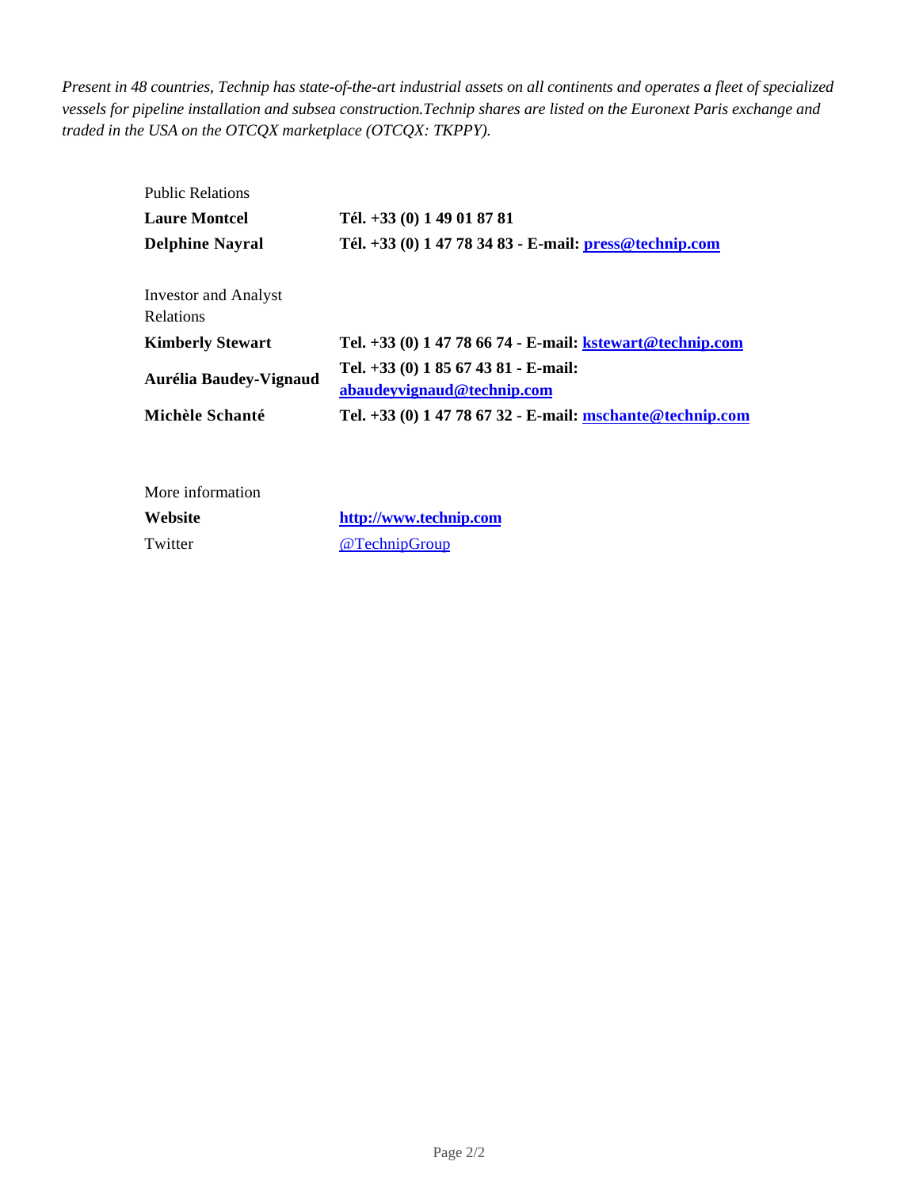*Present in 48 countries, Technip has state-of-the-art industrial assets on all continents and operates a fleet of specialized vessels for pipeline installation and subsea construction.Technip shares are listed on the Euronext Paris exchange and traded in the USA on the OTCQX marketplace (OTCQX: TKPPY).*

| | |
|---|---|
| Public Relations | |
| **Laure Montcel** | **Tél. +33 (0) 1 49 01 87 81** |
| **Delphine Nayral** | **Tél. +33 (0) 1 47 78 34 83 - E-mail: press@technip.com** |
| | |
| Investor and Analyst Relations | |
| **Kimberly Stewart** | **Tel. +33 (0) 1 47 78 66 74 - E-mail: kstewart@technip.com** |
| **Aurélia Baudey-Vignaud** | **Tel. +33 (0) 1 85 67 43 81 - E-mail: abaudeyvignaud@technip.com** |
| **Michèle Schanté** | **Tel. +33 (0) 1 47 78 67 32 - E-mail: mschante@technip.com** |

| | |
|---|---|
| More information | |
| **Website** | **http://www.technip.com** |
| Twitter | @TechnipGroup |